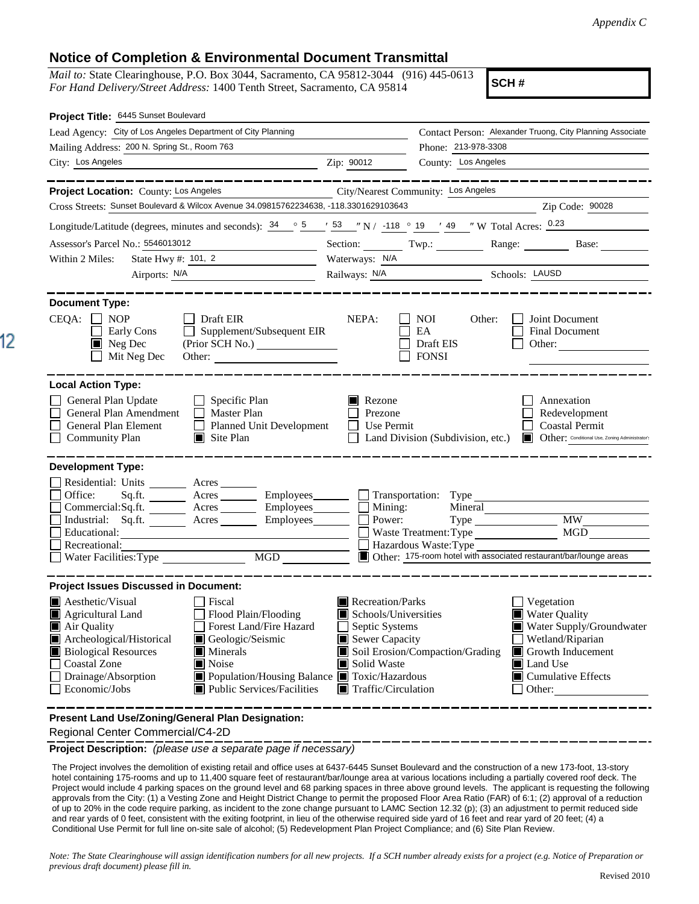*Appendix C*

# Notice of Completion & Environmental Document Transmittal

*Mail to:* State Clearinghouse, P.O. Box 3044, Sacramento, CA 95812-3044 (916) 445-0613
*For Hand Delivery/Street Address:* 1400 Tenth Street, Sacramento, CA 95814

**SCH #**

**Project Title:** 6445 Sunset Boulevard

Lead Agency: City of Los Angeles Department of City Planning
Contact Person: Alexander Truong, City Planning Associate
Mailing Address: 200 N. Spring St., Room 763
Phone: 213-978-3308
City: Los Angeles Zip: 90012
County: Los Angeles

---

**Project Location:** County: Los Angeles City/Nearest Community: Los Angeles
Cross Streets: Sunset Boulevard & Wilcox Avenue 34.09815762234638, -118.3301629103643 Zip Code: 90028
Longitude/Latitude (degrees, minutes and seconds): 34 ° 5 ′ 53 ″ N / -118 ° 19 ′ 49 ″ W Total Acres: 0.23
Assessor's Parcel No.: 5546013012 Section: Twp.: Range: Base:
Within 2 Miles: State Hwy #: 101, 2 Waterways: N/A
Airports: N/A Railways: N/A Schools: LAUSD

---

**Document Type:**

CEQA:
- [ ] NOP
- [ ] Early Cons
- [x] Neg Dec
- [ ] Mit Neg Dec
- [ ] Draft EIR
- [ ] Supplement/Subsequent EIR (Prior SCH No.)
- Other:

NEPA:
- [ ] NOI
- [ ] EA
- [ ] Draft EIS
- [ ] FONSI

Other:
- [ ] Joint Document
- [ ] Final Document
- [ ] Other:

---

**Local Action Type:**

- [ ] General Plan Update
- [ ] General Plan Amendment
- [ ] General Plan Element
- [ ] Community Plan
- [ ] Specific Plan
- [ ] Master Plan
- [ ] Planned Unit Development
- [x] Site Plan
- [x] Rezone
- [ ] Prezone
- [ ] Use Permit
- [ ] Land Division (Subdivision, etc.)
- [ ] Annexation
- [ ] Redevelopment
- [ ] Coastal Permit
- [x] Other: Conditional Use, Zoning Administrator's

---

**Development Type:**

- [ ] Residential: Units Acres
- [ ] Office: Sq.ft. Acres Employees
- [ ] Commercial: Sq.ft. Acres Employees
- [ ] Industrial: Sq.ft. Acres Employees
- [ ] Educational:
- [ ] Recreational:
- [ ] Water Facilities: Type MGD
- [ ] Transportation: Type
- [ ] Mining: Mineral
- [ ] Power: Type MW
- [ ] Waste Treatment: Type MGD
- [ ] Hazardous Waste: Type
- [x] Other: 175-room hotel with associated restaurant/bar/lounge areas

---

**Project Issues Discussed in Document:**

- [x] Aesthetic/Visual
- [x] Agricultural Land
- [x] Air Quality
- [x] Archeological/Historical
- [x] Biological Resources
- [ ] Coastal Zone
- [ ] Drainage/Absorption
- [ ] Economic/Jobs
- [ ] Fiscal
- [ ] Flood Plain/Flooding
- [ ] Forest Land/Fire Hazard
- [x] Geologic/Seismic
- [x] Minerals
- [x] Noise
- [x] Population/Housing Balance
- [x] Public Services/Facilities
- [x] Recreation/Parks
- [x] Schools/Universities
- [ ] Septic Systems
- [x] Sewer Capacity
- [x] Soil Erosion/Compaction/Grading
- [x] Solid Waste
- [x] Toxic/Hazardous
- [x] Traffic/Circulation
- [ ] Vegetation
- [x] Water Quality
- [x] Water Supply/Groundwater
- [ ] Wetland/Riparian
- [x] Growth Inducement
- [x] Land Use
- [x] Cumulative Effects
- [ ] Other:

---

**Present Land Use/Zoning/General Plan Designation:**

Regional Center Commercial/C4-2D

**Project Description:** *(please use a separate page if necessary)*

The Project involves the demolition of existing retail and office uses at 6437-6445 Sunset Boulevard and the construction of a new 173-foot, 13-story hotel containing 175-rooms and up to 11,400 square feet of restaurant/bar/lounge area at various locations including a partially covered roof deck. The Project would include 4 parking spaces on the ground level and 68 parking spaces in three above ground levels. The applicant is requesting the following approvals from the City: (1) a Vesting Zone and Height District Change to permit the proposed Floor Area Ratio (FAR) of 6:1; (2) approval of a reduction of up to 20% in the code require parking, as incident to the zone change pursuant to LAMC Section 12.32 (p); (3) an adjustment to permit reduced side and rear yards of 0 feet, consistent with the exiting footprint, in lieu of the otherwise required side yard of 16 feet and rear yard of 20 feet; (4) a Conditional Use Permit for full line on-site sale of alcohol; (5) Redevelopment Plan Project Compliance; and (6) Site Plan Review.

*Note: The State Clearinghouse will assign identification numbers for all new projects. If a SCH number already exists for a project (e.g. Notice of Preparation or previous draft document) please fill in.*

Revised 2010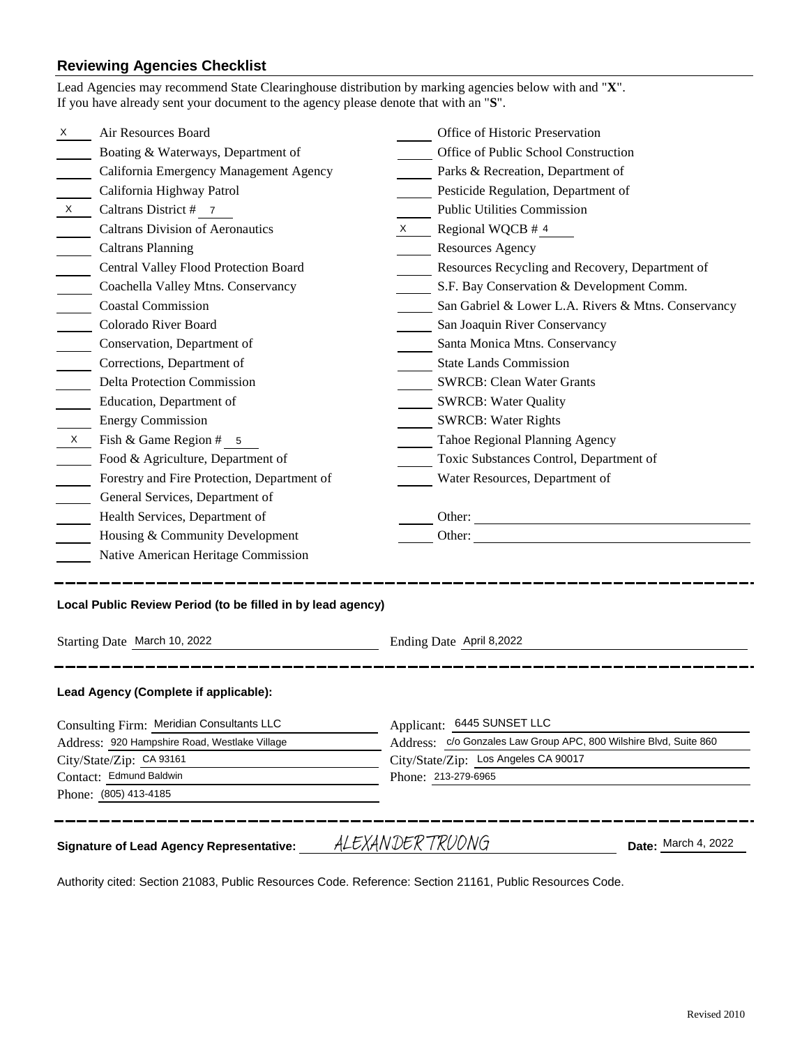## Reviewing Agencies Checklist

Lead Agencies may recommend State Clearinghouse distribution by marking agencies below with and "**X**".
If you have already sent your document to the agency please denote that with an "**S**".

| | | | |
|---|---|---|---|
| X | Air Resources Board | | Office of Historic Preservation |
| | Boating & Waterways, Department of | | Office of Public School Construction |
| | California Emergency Management Agency | | Parks & Recreation, Department of |
| | California Highway Patrol | | Pesticide Regulation, Department of |
| X | Caltrans District # 7 | | Public Utilities Commission |
| | Caltrans Division of Aeronautics | X | Regional WQCB # 4 |
| | Caltrans Planning | | Resources Agency |
| | Central Valley Flood Protection Board | | Resources Recycling and Recovery, Department of |
| | Coachella Valley Mtns. Conservancy | | S.F. Bay Conservation & Development Comm. |
| | Coastal Commission | | San Gabriel & Lower L.A. Rivers & Mtns. Conservancy |
| | Colorado River Board | | San Joaquin River Conservancy |
| | Conservation, Department of | | Santa Monica Mtns. Conservancy |
| | Corrections, Department of | | State Lands Commission |
| | Delta Protection Commission | | SWRCB: Clean Water Grants |
| | Education, Department of | | SWRCB: Water Quality |
| | Energy Commission | | SWRCB: Water Rights |
| X | Fish & Game Region # 5 | | Tahoe Regional Planning Agency |
| | Food & Agriculture, Department of | | Toxic Substances Control, Department of |
| | Forestry and Fire Protection, Department of | | Water Resources, Department of |
| | General Services, Department of | | |
| | Health Services, Department of | | Other: |
| | Housing & Community Development | | Other: |
| | Native American Heritage Commission | | |

---

**Local Public Review Period (to be filled in by lead agency)**

Starting Date March 10, 2022

Ending Date April 8,2022

---

**Lead Agency (Complete if applicable):**

Consulting Firm: Meridian Consultants LLC
Address: 920 Hampshire Road, Westlake Village
City/State/Zip: CA 93161
Contact: Edmund Baldwin
Phone: (805) 413-4185

Applicant: 6445 SUNSET LLC
Address: c/o Gonzales Law Group APC, 800 Wilshire Blvd, Suite 860
City/State/Zip: Los Angeles CA 90017
Phone: 213-279-6965

---

**Signature of Lead Agency Representative:** ALEXANDER TRUONG **Date:** March 4, 2022

Authority cited: Section 21083, Public Resources Code. Reference: Section 21161, Public Resources Code.

Revised 2010